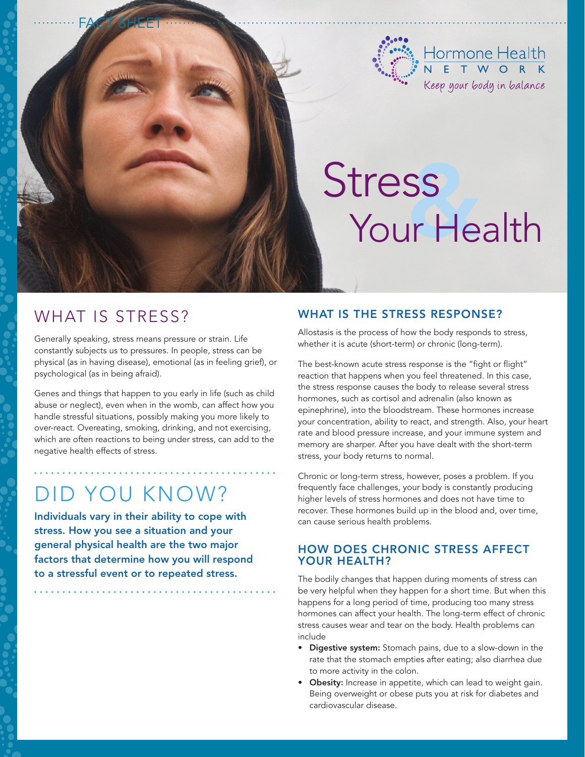FACT SHEET

Hormone Health NETWORK

*Keep your body in balance*

# Stress & Your Health

## WHAT IS STRESS?

Generally speaking, stress means pressure or strain. Life constantly subjects us to pressures. In people, stress can be physical (as in having disease), emotional (as in feeling grief), or psychological (as in being afraid).

Genes and things that happen to you early in life (such as child abuse or neglect), even when in the womb, can affect how you handle stressful situations, possibly making you more likely to over-react. Overeating, smoking, drinking, and not exercising, which are often reactions to being under stress, can add to the negative health effects of stress.

## DID YOU KNOW?

**Individuals vary in their ability to cope with stress. How you see a situation and your general physical health are the two major factors that determine how you will respond to a stressful event or to repeated stress.**

## WHAT IS THE STRESS RESPONSE?

Allostasis is the process of how the body responds to stress, whether it is acute (short-term) or chronic (long-term).

The best-known acute stress response is the "fight or flight" reaction that happens when you feel threatened. In this case, the stress response causes the body to release several stress hormones, such as cortisol and adrenalin (also known as epinephrine), into the bloodstream. These hormones increase your concentration, ability to react, and strength. Also, your heart rate and blood pressure increase, and your immune system and memory are sharper. After you have dealt with the short-term stress, your body returns to normal.

Chronic or long-term stress, however, poses a problem. If you frequently face challenges, your body is constantly producing higher levels of stress hormones and does not have time to recover. These hormones build up in the blood and, over time, can cause serious health problems.

## HOW DOES CHRONIC STRESS AFFECT YOUR HEALTH?

The bodily changes that happen during moments of stress can be very helpful when they happen for a short time. But when this happens for a long period of time, producing too many stress hormones can affect your health. The long-term effect of chronic stress causes wear and tear on the body. Health problems can include

- **Digestive system:** Stomach pains, due to a slow-down in the rate that the stomach empties after eating; also diarrhea due to more activity in the colon.
- **Obesity:** Increase in appetite, which can lead to weight gain. Being overweight or obese puts you at risk for diabetes and cardiovascular disease.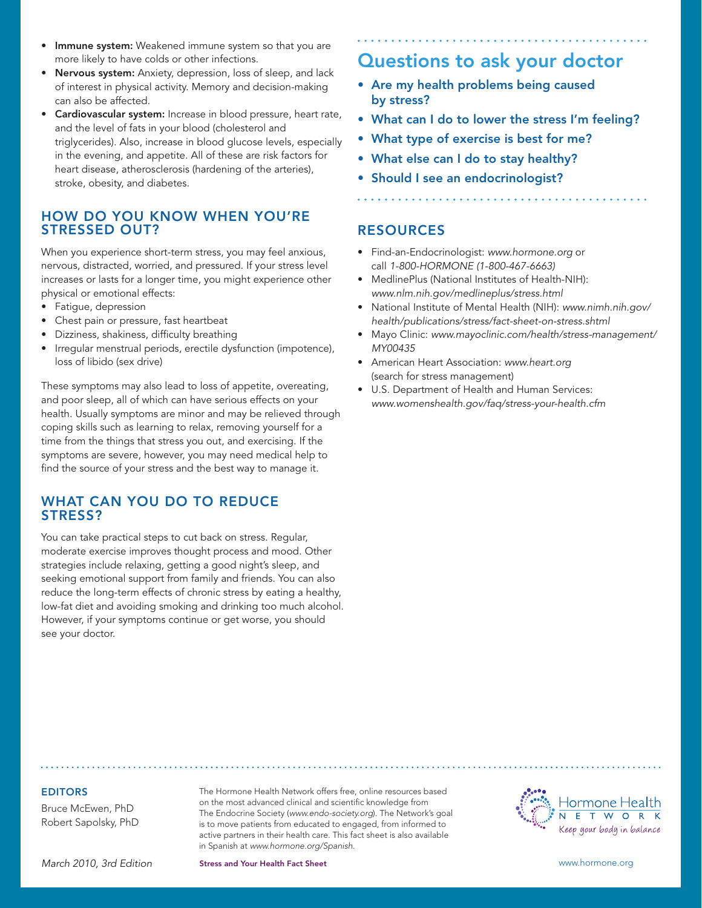- **Immune system:** Weakened immune system so that you are more likely to have colds or other infections.
- **Nervous system:** Anxiety, depression, loss of sleep, and lack of interest in physical activity. Memory and decision-making can also be affected.
- **Cardiovascular system:** Increase in blood pressure, heart rate, and the level of fats in your blood (cholesterol and triglycerides). Also, increase in blood glucose levels, especially in the evening, and appetite. All of these are risk factors for heart disease, atherosclerosis (hardening of the arteries), stroke, obesity, and diabetes.

## HOW DO YOU KNOW WHEN YOU'RE STRESSED OUT?

When you experience short-term stress, you may feel anxious, nervous, distracted, worried, and pressured. If your stress level increases or lasts for a longer time, you might experience other physical or emotional effects:

- Fatigue, depression
- Chest pain or pressure, fast heartbeat
- Dizziness, shakiness, difficulty breathing
- Irregular menstrual periods, erectile dysfunction (impotence), loss of libido (sex drive)

These symptoms may also lead to loss of appetite, overeating, and poor sleep, all of which can have serious effects on your health. Usually symptoms are minor and may be relieved through coping skills such as learning to relax, removing yourself for a time from the things that stress you out, and exercising. If the symptoms are severe, however, you may need medical help to find the source of your stress and the best way to manage it.

## WHAT CAN YOU DO TO REDUCE STRESS?

You can take practical steps to cut back on stress. Regular, moderate exercise improves thought process and mood. Other strategies include relaxing, getting a good night's sleep, and seeking emotional support from family and friends. You can also reduce the long-term effects of chronic stress by eating a healthy, low-fat diet and avoiding smoking and drinking too much alcohol. However, if your symptoms continue or get worse, you should see your doctor.

## Questions to ask your doctor

- **Are my health problems being caused by stress?**
- **What can I do to lower the stress I'm feeling?**
- **What type of exercise is best for me?**
- **What else can I do to stay healthy?**
- **Should I see an endocrinologist?**

## RESOURCES

- Find-an-Endocrinologist: *www.hormone.org* or call *1-800-HORMONE (1-800-467-6663)*
- MedlinePlus (National Institutes of Health-NIH): *www.nlm.nih.gov/medlineplus/stress.html*
- National Institute of Mental Health (NIH): *www.nimh.nih.gov/health/publications/stress/fact-sheet-on-stress.shtml*
- Mayo Clinic: *www.mayoclinic.com/health/stress-management/MY00435*
- American Heart Association: *www.heart.org* (search for stress management)
- U.S. Department of Health and Human Services: *www.womenshealth.gov/faq/stress-your-health.cfm*

### EDITORS

Bruce McEwen, PhD
Robert Sapolsky, PhD

The Hormone Health Network offers free, online resources based on the most advanced clinical and scientific knowledge from The Endocrine Society (*www.endo-society.org*). The Network's goal is to move patients from educated to engaged, from informed to active partners in their health care. This fact sheet is also available in Spanish at *www.hormone.org/Spanish*.

Hormone Health Network
Keep your body in balance

*March 2010, 3rd Edition*

Stress and Your Health Fact Sheet

www.hormone.org